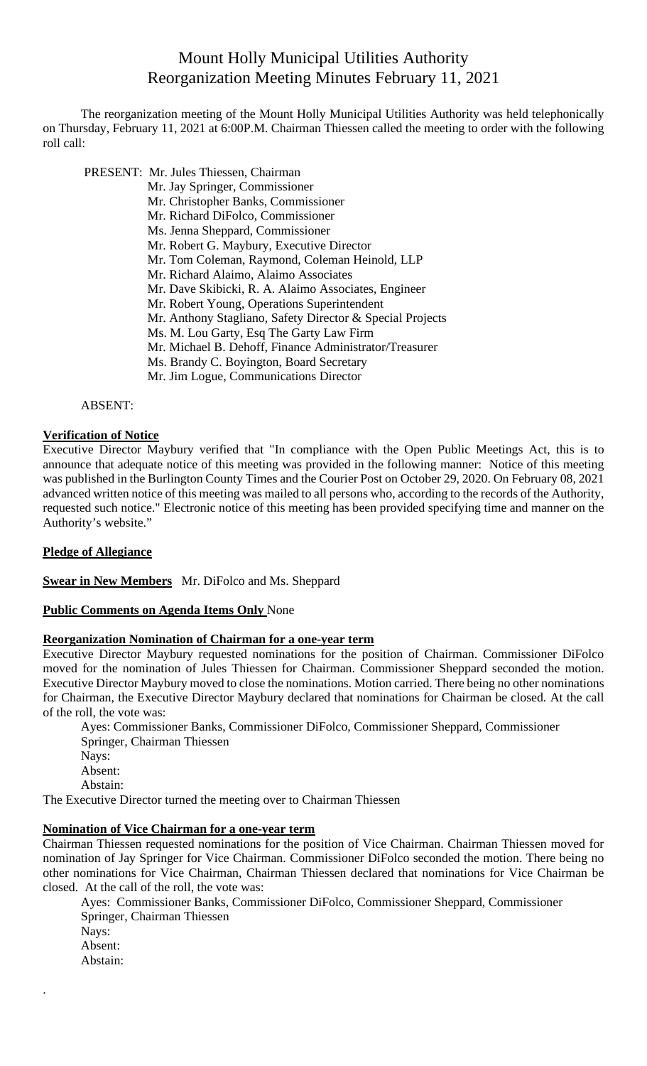# Mount Holly Municipal Utilities Authority
## Reorganization Meeting Minutes February 11, 2021

The reorganization meeting of the Mount Holly Municipal Utilities Authority was held telephonically on Thursday, February 11, 2021 at 6:00P.M. Chairman Thiessen called the meeting to order with the following roll call:

PRESENT: Mr. Jules Thiessen, Chairman
Mr. Jay Springer, Commissioner
Mr. Christopher Banks, Commissioner
Mr. Richard DiFolco, Commissioner
Ms. Jenna Sheppard, Commissioner
Mr. Robert G. Maybury, Executive Director
Mr. Tom Coleman, Raymond, Coleman Heinold, LLP
Mr. Richard Alaimo, Alaimo Associates
Mr. Dave Skibicki, R. A. Alaimo Associates, Engineer
Mr. Robert Young, Operations Superintendent
Mr. Anthony Stagliano, Safety Director & Special Projects
Ms. M. Lou Garty, Esq The Garty Law Firm
Mr. Michael B. Dehoff, Finance Administrator/Treasurer
Ms. Brandy C. Boyington, Board Secretary
Mr. Jim Logue, Communications Director

ABSENT:

**Verification of Notice**

Executive Director Maybury verified that "In compliance with the Open Public Meetings Act, this is to announce that adequate notice of this meeting was provided in the following manner: Notice of this meeting was published in the Burlington County Times and the Courier Post on October 29, 2020. On February 08, 2021 advanced written notice of this meeting was mailed to all persons who, according to the records of the Authority, requested such notice." Electronic notice of this meeting has been provided specifying time and manner on the Authority's website."

**Pledge of Allegiance**

**Swear in New Members** Mr. DiFolco and Ms. Sheppard

**Public Comments on Agenda Items Only** None

**Reorganization Nomination of Chairman for a one-year term**

Executive Director Maybury requested nominations for the position of Chairman. Commissioner DiFolco moved for the nomination of Jules Thiessen for Chairman. Commissioner Sheppard seconded the motion. Executive Director Maybury moved to close the nominations. Motion carried. There being no other nominations for Chairman, the Executive Director Maybury declared that nominations for Chairman be closed. At the call of the roll, the vote was:

Ayes: Commissioner Banks, Commissioner DiFolco, Commissioner Sheppard, Commissioner Springer, Chairman Thiessen
Nays:
Absent:
Abstain:

The Executive Director turned the meeting over to Chairman Thiessen

**Nomination of Vice Chairman for a one-year term**

Chairman Thiessen requested nominations for the position of Vice Chairman. Chairman Thiessen moved for nomination of Jay Springer for Vice Chairman. Commissioner DiFolco seconded the motion. There being no other nominations for Vice Chairman, Chairman Thiessen declared that nominations for Vice Chairman be closed. At the call of the roll, the vote was:

Ayes: Commissioner Banks, Commissioner DiFolco, Commissioner Sheppard, Commissioner Springer, Chairman Thiessen
Nays:
Absent:
Abstain: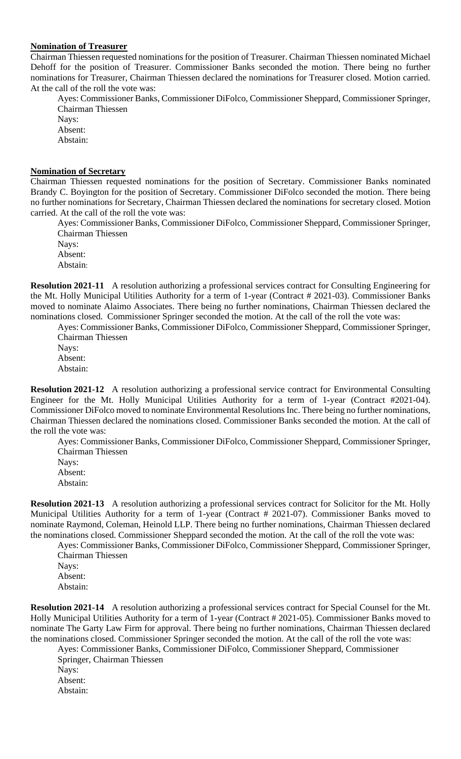**Nomination of Treasurer**

Chairman Thiessen requested nominations for the position of Treasurer. Chairman Thiessen nominated Michael Dehoff for the position of Treasurer. Commissioner Banks seconded the motion. There being no further nominations for Treasurer, Chairman Thiessen declared the nominations for Treasurer closed. Motion carried. At the call of the roll the vote was:

Ayes: Commissioner Banks, Commissioner DiFolco, Commissioner Sheppard, Commissioner Springer, Chairman Thiessen
Nays:
Absent:
Abstain:

**Nomination of Secretary**

Chairman Thiessen requested nominations for the position of Secretary. Commissioner Banks nominated Brandy C. Boyington for the position of Secretary. Commissioner DiFolco seconded the motion. There being no further nominations for Secretary, Chairman Thiessen declared the nominations for secretary closed. Motion carried. At the call of the roll the vote was:

Ayes: Commissioner Banks, Commissioner DiFolco, Commissioner Sheppard, Commissioner Springer, Chairman Thiessen
Nays:
Absent:
Abstain:

**Resolution 2021-11** A resolution authorizing a professional services contract for Consulting Engineering for the Mt. Holly Municipal Utilities Authority for a term of 1-year (Contract # 2021-03). Commissioner Banks moved to nominate Alaimo Associates. There being no further nominations, Chairman Thiessen declared the nominations closed. Commissioner Springer seconded the motion. At the call of the roll the vote was:

Ayes: Commissioner Banks, Commissioner DiFolco, Commissioner Sheppard, Commissioner Springer, Chairman Thiessen
Nays:
Absent:
Abstain:

**Resolution 2021-12** A resolution authorizing a professional service contract for Environmental Consulting Engineer for the Mt. Holly Municipal Utilities Authority for a term of 1-year (Contract #2021-04). Commissioner DiFolco moved to nominate Environmental Resolutions Inc. There being no further nominations, Chairman Thiessen declared the nominations closed. Commissioner Banks seconded the motion. At the call of the roll the vote was:

Ayes: Commissioner Banks, Commissioner DiFolco, Commissioner Sheppard, Commissioner Springer, Chairman Thiessen
Nays:
Absent:
Abstain:

**Resolution 2021-13** A resolution authorizing a professional services contract for Solicitor for the Mt. Holly Municipal Utilities Authority for a term of 1-year (Contract # 2021-07). Commissioner Banks moved to nominate Raymond, Coleman, Heinold LLP. There being no further nominations, Chairman Thiessen declared the nominations closed. Commissioner Sheppard seconded the motion. At the call of the roll the vote was:

Ayes: Commissioner Banks, Commissioner DiFolco, Commissioner Sheppard, Commissioner Springer, Chairman Thiessen
Nays:
Absent:
Abstain:

**Resolution 2021-14** A resolution authorizing a professional services contract for Special Counsel for the Mt. Holly Municipal Utilities Authority for a term of 1-year (Contract # 2021-05). Commissioner Banks moved to nominate The Garty Law Firm for approval. There being no further nominations, Chairman Thiessen declared the nominations closed. Commissioner Springer seconded the motion. At the call of the roll the vote was:

Ayes: Commissioner Banks, Commissioner DiFolco, Commissioner Sheppard, Commissioner Springer, Chairman Thiessen
Nays:
Absent:
Abstain: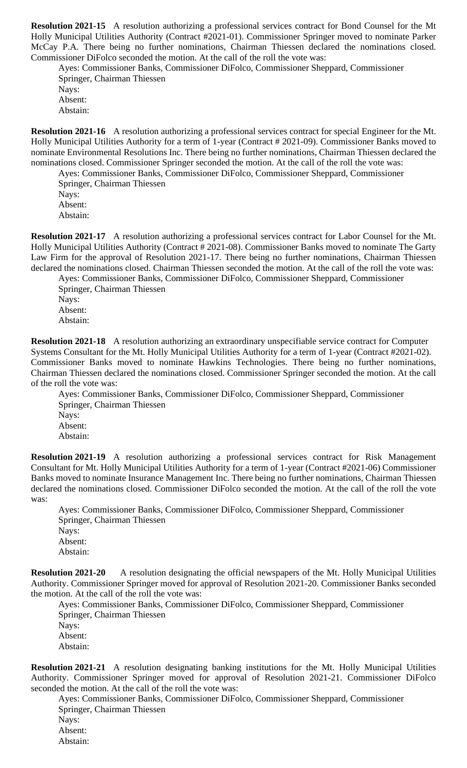**Resolution 2021-15** A resolution authorizing a professional services contract for Bond Counsel for the Mt Holly Municipal Utilities Authority (Contract #2021-01). Commissioner Springer moved to nominate Parker McCay P.A. There being no further nominations, Chairman Thiessen declared the nominations closed. Commissioner DiFolco seconded the motion. At the call of the roll the vote was:

Ayes: Commissioner Banks, Commissioner DiFolco, Commissioner Sheppard, Commissioner Springer, Chairman Thiessen  
Nays:  
Absent:  
Abstain:

**Resolution 2021-16** A resolution authorizing a professional services contract for special Engineer for the Mt. Holly Municipal Utilities Authority for a term of 1-year (Contract # 2021-09). Commissioner Banks moved to nominate Environmental Resolutions Inc. There being no further nominations, Chairman Thiessen declared the nominations closed. Commissioner Springer seconded the motion. At the call of the roll the vote was:

Ayes: Commissioner Banks, Commissioner DiFolco, Commissioner Sheppard, Commissioner Springer, Chairman Thiessen  
Nays:  
Absent:  
Abstain:

**Resolution 2021-17** A resolution authorizing a professional services contract for Labor Counsel for the Mt. Holly Municipal Utilities Authority (Contract # 2021-08). Commissioner Banks moved to nominate The Garty Law Firm for the approval of Resolution 2021-17. There being no further nominations, Chairman Thiessen declared the nominations closed. Chairman Thiessen seconded the motion. At the call of the roll the vote was:

Ayes: Commissioner Banks, Commissioner DiFolco, Commissioner Sheppard, Commissioner Springer, Chairman Thiessen  
Nays:  
Absent:  
Abstain:

**Resolution 2021-18** A resolution authorizing an extraordinary unspecifiable service contract for Computer Systems Consultant for the Mt. Holly Municipal Utilities Authority for a term of 1-year (Contract #2021-02). Commissioner Banks moved to nominate Hawkins Technologies. There being no further nominations, Chairman Thiessen declared the nominations closed. Commissioner Springer seconded the motion. At the call of the roll the vote was:

Ayes: Commissioner Banks, Commissioner DiFolco, Commissioner Sheppard, Commissioner Springer, Chairman Thiessen  
Nays:  
Absent:  
Abstain:

**Resolution 2021-19** A resolution authorizing a professional services contract for Risk Management Consultant for Mt. Holly Municipal Utilities Authority for a term of 1-year (Contract #2021-06) Commissioner Banks moved to nominate Insurance Management Inc. There being no further nominations, Chairman Thiessen declared the nominations closed. Commissioner DiFolco seconded the motion. At the call of the roll the vote was:

Ayes: Commissioner Banks, Commissioner DiFolco, Commissioner Sheppard, Commissioner Springer, Chairman Thiessen  
Nays:  
Absent:  
Abstain:

**Resolution 2021-20** A resolution designating the official newspapers of the Mt. Holly Municipal Utilities Authority. Commissioner Springer moved for approval of Resolution 2021-20. Commissioner Banks seconded the motion. At the call of the roll the vote was:

Ayes: Commissioner Banks, Commissioner DiFolco, Commissioner Sheppard, Commissioner Springer, Chairman Thiessen  
Nays:  
Absent:  
Abstain:

**Resolution 2021-21** A resolution designating banking institutions for the Mt. Holly Municipal Utilities Authority. Commissioner Springer moved for approval of Resolution 2021-21. Commissioner DiFolco seconded the motion. At the call of the roll the vote was:

Ayes: Commissioner Banks, Commissioner DiFolco, Commissioner Sheppard, Commissioner Springer, Chairman Thiessen  
Nays:  
Absent:  
Abstain: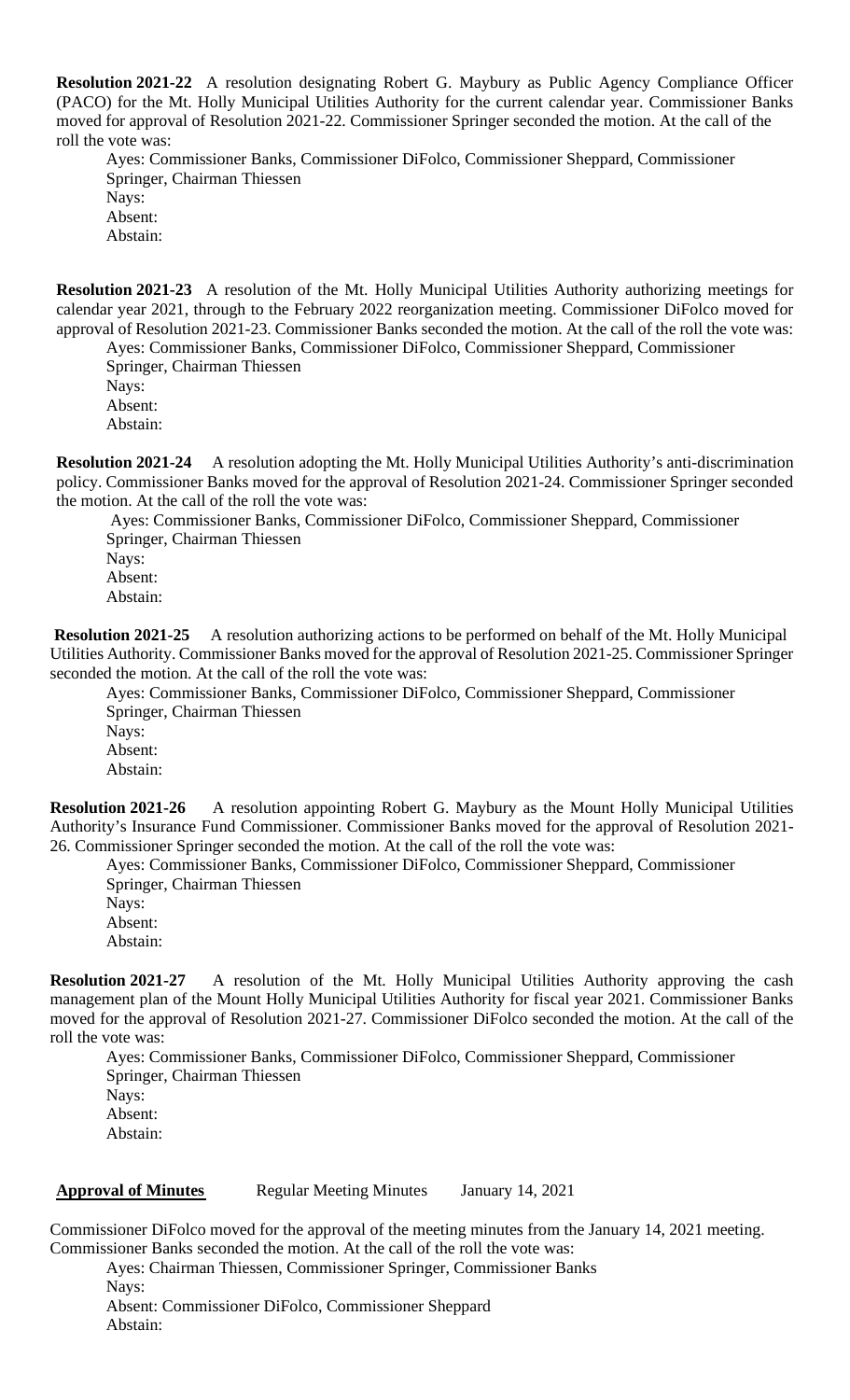**Resolution 2021-22** A resolution designating Robert G. Maybury as Public Agency Compliance Officer (PACO) for the Mt. Holly Municipal Utilities Authority for the current calendar year. Commissioner Banks moved for approval of Resolution 2021-22. Commissioner Springer seconded the motion. At the call of the roll the vote was:

Ayes: Commissioner Banks, Commissioner DiFolco, Commissioner Sheppard, Commissioner Springer, Chairman Thiessen
Nays:
Absent:
Abstain:

**Resolution 2021-23** A resolution of the Mt. Holly Municipal Utilities Authority authorizing meetings for calendar year 2021, through to the February 2022 reorganization meeting. Commissioner DiFolco moved for approval of Resolution 2021-23. Commissioner Banks seconded the motion. At the call of the roll the vote was:

Ayes: Commissioner Banks, Commissioner DiFolco, Commissioner Sheppard, Commissioner Springer, Chairman Thiessen
Nays:
Absent:
Abstain:

**Resolution 2021-24** A resolution adopting the Mt. Holly Municipal Utilities Authority's anti-discrimination policy. Commissioner Banks moved for the approval of Resolution 2021-24. Commissioner Springer seconded the motion. At the call of the roll the vote was:

Ayes: Commissioner Banks, Commissioner DiFolco, Commissioner Sheppard, Commissioner Springer, Chairman Thiessen
Nays:
Absent:
Abstain:

**Resolution 2021-25** A resolution authorizing actions to be performed on behalf of the Mt. Holly Municipal Utilities Authority. Commissioner Banks moved for the approval of Resolution 2021-25. Commissioner Springer seconded the motion. At the call of the roll the vote was:

Ayes: Commissioner Banks, Commissioner DiFolco, Commissioner Sheppard, Commissioner Springer, Chairman Thiessen
Nays:
Absent:
Abstain:

**Resolution 2021-26** A resolution appointing Robert G. Maybury as the Mount Holly Municipal Utilities Authority's Insurance Fund Commissioner. Commissioner Banks moved for the approval of Resolution 2021-26. Commissioner Springer seconded the motion. At the call of the roll the vote was:

Ayes: Commissioner Banks, Commissioner DiFolco, Commissioner Sheppard, Commissioner Springer, Chairman Thiessen
Nays:
Absent:
Abstain:

**Resolution 2021-27** A resolution of the Mt. Holly Municipal Utilities Authority approving the cash management plan of the Mount Holly Municipal Utilities Authority for fiscal year 2021. Commissioner Banks moved for the approval of Resolution 2021-27. Commissioner DiFolco seconded the motion. At the call of the roll the vote was:

Ayes: Commissioner Banks, Commissioner DiFolco, Commissioner Sheppard, Commissioner Springer, Chairman Thiessen
Nays:
Absent:
Abstain:

**Approval of Minutes** Regular Meeting Minutes January 14, 2021

Commissioner DiFolco moved for the approval of the meeting minutes from the January 14, 2021 meeting. Commissioner Banks seconded the motion. At the call of the roll the vote was:

Ayes: Chairman Thiessen, Commissioner Springer, Commissioner Banks
Nays:
Absent: Commissioner DiFolco, Commissioner Sheppard
Abstain: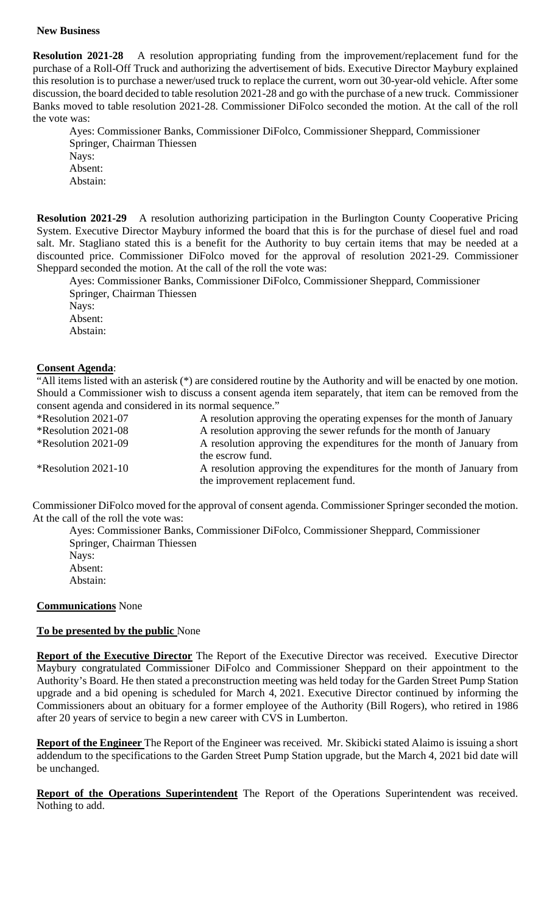**New Business**

**Resolution 2021-28** A resolution appropriating funding from the improvement/replacement fund for the purchase of a Roll-Off Truck and authorizing the advertisement of bids. Executive Director Maybury explained this resolution is to purchase a newer/used truck to replace the current, worn out 30-year-old vehicle. After some discussion, the board decided to table resolution 2021-28 and go with the purchase of a new truck. Commissioner Banks moved to table resolution 2021-28. Commissioner DiFolco seconded the motion. At the call of the roll the vote was:

Ayes: Commissioner Banks, Commissioner DiFolco, Commissioner Sheppard, Commissioner Springer, Chairman Thiessen
Nays:
Absent:
Abstain:

**Resolution 2021-29** A resolution authorizing participation in the Burlington County Cooperative Pricing System. Executive Director Maybury informed the board that this is for the purchase of diesel fuel and road salt. Mr. Stagliano stated this is a benefit for the Authority to buy certain items that may be needed at a discounted price. Commissioner DiFolco moved for the approval of resolution 2021-29. Commissioner Sheppard seconded the motion. At the call of the roll the vote was:

Ayes: Commissioner Banks, Commissioner DiFolco, Commissioner Sheppard, Commissioner Springer, Chairman Thiessen
Nays:
Absent:
Abstain:

**Consent Agenda**:

"All items listed with an asterisk (*) are considered routine by the Authority and will be enacted by one motion. Should a Commissioner wish to discuss a consent agenda item separately, that item can be removed from the consent agenda and considered in its normal sequence."

| | |
|---|---|
| *Resolution 2021-07 | A resolution approving the operating expenses for the month of January |
| *Resolution 2021-08 | A resolution approving the sewer refunds for the month of January |
| *Resolution 2021-09 | A resolution approving the expenditures for the month of January from the escrow fund. |
| *Resolution 2021-10 | A resolution approving the expenditures for the month of January from the improvement replacement fund. |

Commissioner DiFolco moved for the approval of consent agenda. Commissioner Springer seconded the motion. At the call of the roll the vote was:

Ayes: Commissioner Banks, Commissioner DiFolco, Commissioner Sheppard, Commissioner Springer, Chairman Thiessen
Nays:
Absent:
Abstain:

**Communications** None

**To be presented by the public** None

**Report of the Executive Director** The Report of the Executive Director was received. Executive Director Maybury congratulated Commissioner DiFolco and Commissioner Sheppard on their appointment to the Authority's Board. He then stated a preconstruction meeting was held today for the Garden Street Pump Station upgrade and a bid opening is scheduled for March 4, 2021. Executive Director continued by informing the Commissioners about an obituary for a former employee of the Authority (Bill Rogers), who retired in 1986 after 20 years of service to begin a new career with CVS in Lumberton.

**Report of the Engineer** The Report of the Engineer was received. Mr. Skibicki stated Alaimo is issuing a short addendum to the specifications to the Garden Street Pump Station upgrade, but the March 4, 2021 bid date will be unchanged.

**Report of the Operations Superintendent** The Report of the Operations Superintendent was received. Nothing to add.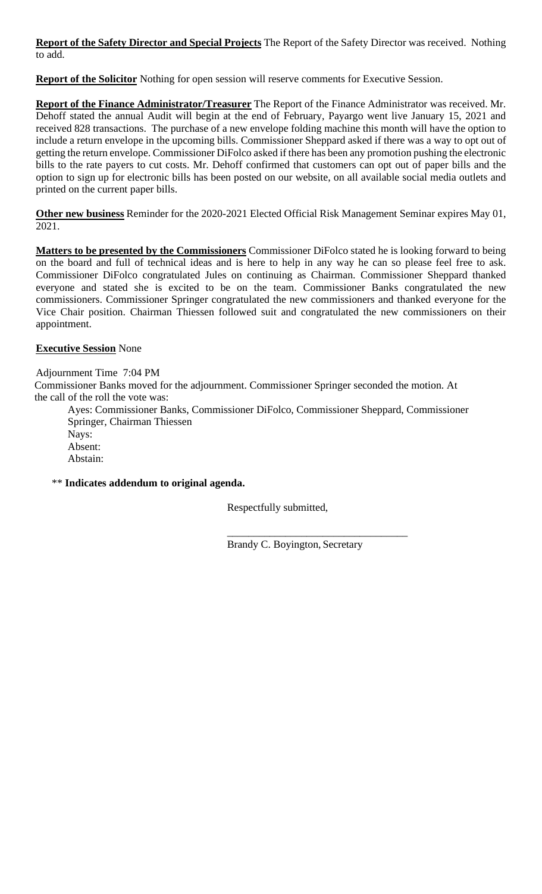**Report of the Safety Director and Special Projects** The Report of the Safety Director was received. Nothing to add.

**Report of the Solicitor** Nothing for open session will reserve comments for Executive Session.

**Report of the Finance Administrator/Treasurer** The Report of the Finance Administrator was received. Mr. Dehoff stated the annual Audit will begin at the end of February, Payargo went live January 15, 2021 and received 828 transactions. The purchase of a new envelope folding machine this month will have the option to include a return envelope in the upcoming bills. Commissioner Sheppard asked if there was a way to opt out of getting the return envelope. Commissioner DiFolco asked if there has been any promotion pushing the electronic bills to the rate payers to cut costs. Mr. Dehoff confirmed that customers can opt out of paper bills and the option to sign up for electronic bills has been posted on our website, on all available social media outlets and printed on the current paper bills.

**Other new business** Reminder for the 2020-2021 Elected Official Risk Management Seminar expires May 01, 2021.

**Matters to be presented by the Commissioners** Commissioner DiFolco stated he is looking forward to being on the board and full of technical ideas and is here to help in any way he can so please feel free to ask. Commissioner DiFolco congratulated Jules on continuing as Chairman. Commissioner Sheppard thanked everyone and stated she is excited to be on the team. Commissioner Banks congratulated the new commissioners. Commissioner Springer congratulated the new commissioners and thanked everyone for the Vice Chair position. Chairman Thiessen followed suit and congratulated the new commissioners on their appointment.

**Executive Session** None

Adjournment Time 7:04 PM

Commissioner Banks moved for the adjournment. Commissioner Springer seconded the motion. At the call of the roll the vote was:

Ayes: Commissioner Banks, Commissioner DiFolco, Commissioner Sheppard, Commissioner Springer, Chairman Thiessen
Nays:
Absent:
Abstain:

\*\* **Indicates addendum to original agenda.**

Respectfully submitted,

\_\_\_\_\_\_\_\_\_\_\_\_\_\_\_\_\_\_\_\_\_\_\_\_\_\_\_\_\_\_\_\_\_\_

Brandy C. Boyington, Secretary